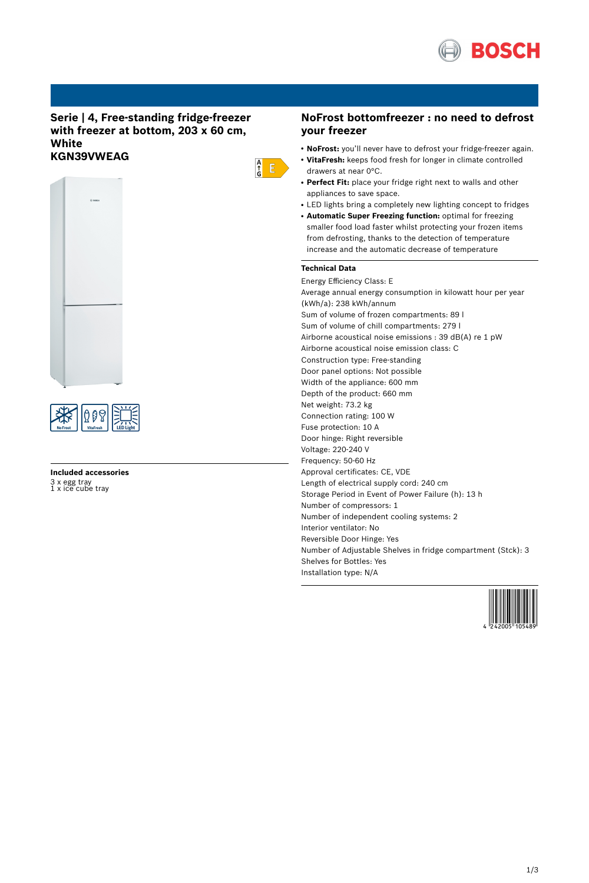# Serie | 4, Free-standing fridge-freezer with freezer at bottom, 203 x 60 cm, White
## KGN39VWEAG

No Frost
VitaFresh
LED Light

### Included accessories

3 x egg tray
1 x ice cube tray

## NoFrost bottomfreezer : no need to defrost your freezer

- **NoFrost:** you'll never have to defrost your fridge-freezer again.
- **VitaFresh:** keeps food fresh for longer in climate controlled drawers at near 0°C.
- **Perfect Fit:** place your fridge right next to walls and other appliances to save space.
- LED lights bring a completely new lighting concept to fridges
- **Automatic Super Freezing function:** optimal for freezing smaller food load faster whilst protecting your frozen items from defrosting, thanks to the detection of temperature increase and the automatic decrease of temperature

### Technical Data

Energy Efficiency Class: E
Average annual energy consumption in kilowatt hour per year (kWh/a): 238 kWh/annum
Sum of volume of frozen compartments: 89 l
Sum of volume of chill compartments: 279 l
Airborne acoustical noise emissions : 39 dB(A) re 1 pW
Airborne acoustical noise emission class: C
Construction type: Free-standing
Door panel options: Not possible
Width of the appliance: 600 mm
Depth of the product: 660 mm
Net weight: 73.2 kg
Connection rating: 100 W
Fuse protection: 10 A
Door hinge: Right reversible
Voltage: 220-240 V
Frequency: 50-60 Hz
Approval certificates: CE, VDE
Length of electrical supply cord: 240 cm
Storage Period in Event of Power Failure (h): 13 h
Number of compressors: 1
Number of independent cooling systems: 2
Interior ventilator: No
Reversible Door Hinge: Yes
Number of Adjustable Shelves in fridge compartment (Stck): 3
Shelves for Bottles: Yes
Installation type: N/A

4 242005 105489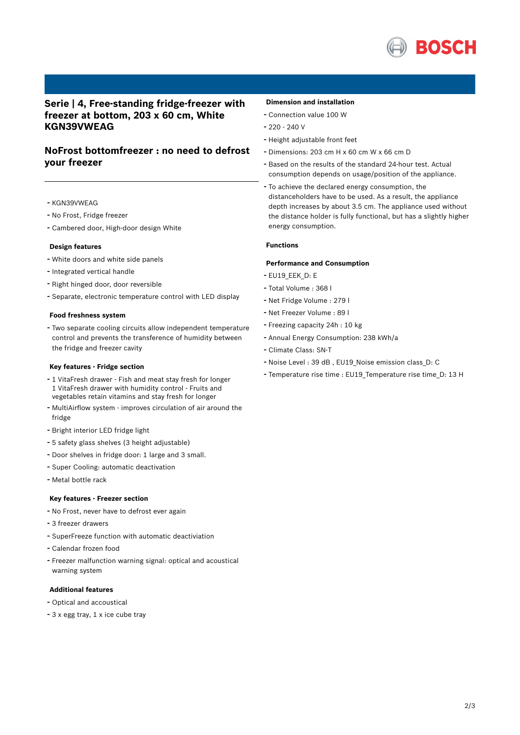## Serie | 4, Free-standing fridge-freezer with freezer at bottom, 203 x 60 cm, White KGN39VWEAG

## NoFrost bottomfreezer : no need to defrost your freezer

- KGN39VWEAG
- No Frost, Fridge freezer
- Cambered door, High-door design White

### Design features

- White doors and white side panels
- Integrated vertical handle
- Right hinged door, door reversible
- Separate, electronic temperature control with LED display

### Food freshness system

- Two separate cooling circuits allow independent temperature control and prevents the transference of humidity between the fridge and freezer cavity

### Key features - Fridge section

- 1 VitaFresh drawer - Fish and meat stay fresh for longer 1 VitaFresh drawer with humidity control - Fruits and vegetables retain vitamins and stay fresh for longer
- MultiAirflow system - improves circulation of air around the fridge
- Bright interior LED fridge light
- 5 safety glass shelves (3 height adjustable)
- Door shelves in fridge door: 1 large and 3 small.
- Super Cooling: automatic deactivation
- Metal bottle rack

### Key features - Freezer section

- No Frost, never have to defrost ever again
- 3 freezer drawers
- SuperFreeze function with automatic deactiviation
- Calendar frozen food
- Freezer malfunction warning signal: optical and acoustical warning system

### Additional features

- Optical and accoustical
- 3 x egg tray, 1 x ice cube tray

### Dimension and installation

- Connection value 100 W
- 220 - 240 V
- Height adjustable front feet
- Dimensions: 203 cm H x 60 cm W x 66 cm D
- Based on the results of the standard 24-hour test. Actual consumption depends on usage/position of the appliance.
- To achieve the declared energy consumption, the distanceholders have to be used. As a result, the appliance depth increases by about 3.5 cm. The appliance used without the distance holder is fully functional, but has a slightly higher energy consumption.

### Functions

### Performance and Consumption

- EU19_EEK_D: E
- Total Volume : 368 l
- Net Fridge Volume : 279 l
- Net Freezer Volume : 89 l
- Freezing capacity 24h : 10 kg
- Annual Energy Consumption: 238 kWh/a
- Climate Class: SN-T
- Noise Level : 39 dB , EU19_Noise emission class_D: C
- Temperature rise time : EU19_Temperature rise time_D: 13 H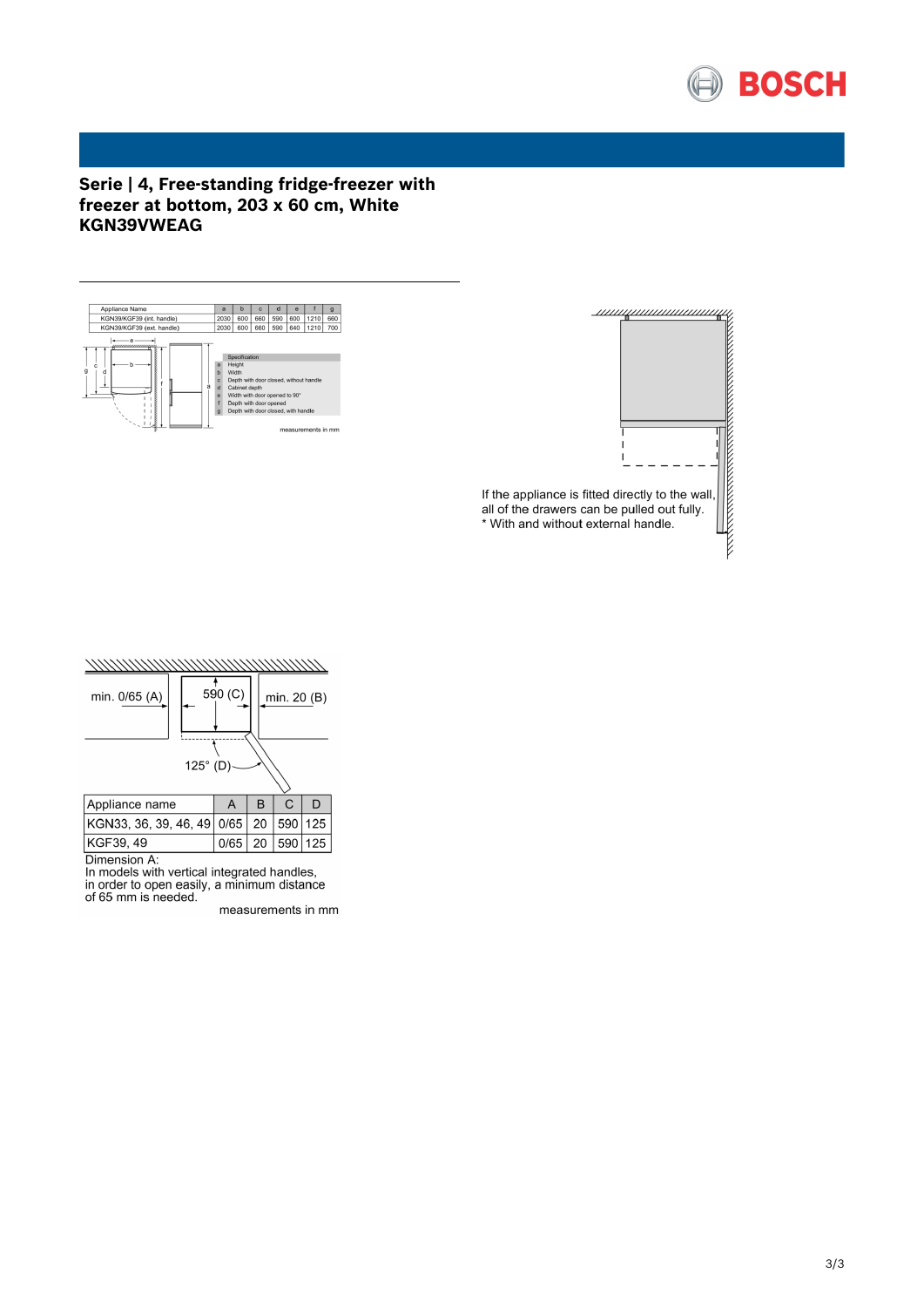# Serie | 4, Free-standing fridge-freezer with freezer at bottom, 203 x 60 cm, White KGN39VWEAG

| Appliance Name | a | b | c | d | e | f | g |
|---|---|---|---|---|---|---|---|
| KGN39/KGF39 (int. handle) | 2030 | 600 | 660 | 590 | 600 | 1210 | 660 |
| KGN39/KGF39 (ext. handle) | 2030 | 600 | 660 | 590 | 640 | 1210 | 700 |

| Specification | |
|---|---|
| a | Height |
| b | Width |
| c | Depth with door closed, without handle |
| d | Cabinet depth |
| e | Width with door opened to 90° |
| f | Depth with door opened |
| g | Depth with door closed, with handle |

measurements in mm

If the appliance is fitted directly to the wall, all of the drawers can be pulled out fully.
* With and without external handle.

min. 0/65 (A)
590 (C)
min. 20 (B)
125° (D)

| Appliance name | A | B | C | D |
|---|---|---|---|---|
| KGN33, 36, 39, 46, 49 | 0/65 | 20 | 590 | 125 |
| KGF39, 49 | 0/65 | 20 | 590 | 125 |

Dimension A:
In models with vertical integrated handles, in order to open easily, a minimum distance of 65 mm is needed.

measurements in mm